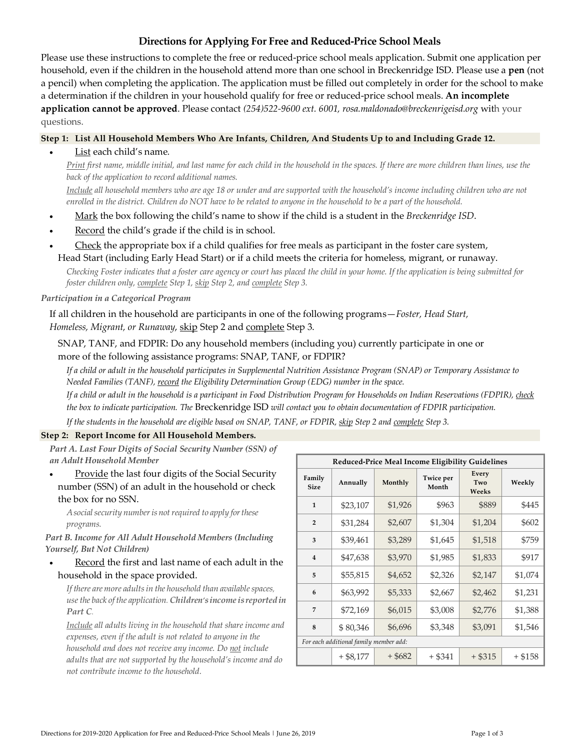# Directions for Applying For Free and Reduced-Price School Meals

Please use these instructions to complete the free or reduced-price school meals application. Submit one application per household, even if the children in the household attend more than one school in Breckenridge ISD. Please use a **pen** (not a pencil) when completing the application. The application must be filled out completely in order for the school to make a determination if the children in your household qualify for free or reduced-price school meals. **An incomplete application cannot be approved**. Please contact *(254)522-9600 ext. 6001, rosa.maldonado@breckenrigeisd.org* with your questions.

## Step 1: List All Household Members Who Are Infants, Children, And Students Up to and Including Grade 12.

- List each child's name.

  *Print first name, middle initial, and last name for each child in the household in the spaces. If there are more children than lines, use the back of the application to record additional names.*

  *Include all household members who are age 18 or under and are supported with the household's income including children who are not enrolled in the district. Children do NOT have to be related to anyone in the household to be a part of the household.*

- Mark the box following the child's name to show if the child is a student in the *Breckenridge ISD*.
- Record the child's grade if the child is in school.
- Check the appropriate box if a child qualifies for free meals as participant in the foster care system, Head Start (including Early Head Start) or if a child meets the criteria for homeless, migrant, or runaway.

  *Checking Foster indicates that a foster care agency or court has placed the child in your home. If the application is being submitted for foster children only, complete Step 1, skip Step 2, and complete Step 3.*

*Participation in a Categorical Program*

If all children in the household are participants in one of the following programs—*Foster, Head Start, Homeless, Migrant, or Runaway*, skip Step 2 and complete Step 3.

SNAP, TANF, and FDPIR: Do any household members (including you) currently participate in one or more of the following assistance programs: SNAP, TANF, or FDPIR?

*If a child or adult in the household participates in Supplemental Nutrition Assistance Program (SNAP) or Temporary Assistance to Needed Families (TANF), record the Eligibility Determination Group (EDG) number in the space.*

*If a child or adult in the household is a participant in Food Distribution Program for Households on Indian Reservations (FDPIR), check the box to indicate participation. The* Breckenridge ISD *will contact you to obtain documentation of FDPIR participation.*

*If the students in the household are eligible based on SNAP, TANF, or FDPIR, skip Step 2 and complete Step 3.*

## Step 2: Report Income for All Household Members.

*Part A. Last Four Digits of Social Security Number (SSN) of an Adult Household Member*

- Provide the last four digits of the Social Security number (SSN) of an adult in the household or check the box for no SSN.

  *A social security number is not required to apply for these programs.*

*Part B. Income for All Adult Household Members (Including Yourself, But Not Children)*

- Record the first and last name of each adult in the household in the space provided.

  *If there are more adults in the household than available spaces, use the back of the application.* ***Children's income is reported in Part C****.*

  *Include all adults living in the household that share income and expenses, even if the adult is not related to anyone in the household and does not receive any income. Do not include adults that are not supported by the household's income and do not contribute income to the household.*

| Reduced-Price Meal Income Eligibility Guidelines | | | | | |
|---|---|---|---|---|---|
| Family Size | Annually | Monthly | Twice per Month | Every Two Weeks | Weekly |
| 1 | $23,107 | $1,926 | $963 | $889 | $445 |
| 2 | $31,284 | $2,607 | $1,304 | $1,204 | $602 |
| 3 | $39,461 | $3,289 | $1,645 | $1,518 | $759 |
| 4 | $47,638 | $3,970 | $1,985 | $1,833 | $917 |
| 5 | $55,815 | $4,652 | $2,326 | $2,147 | $1,074 |
| 6 | $63,992 | $5,333 | $2,667 | $2,462 | $1,231 |
| 7 | $72,169 | $6,015 | $3,008 | $2,776 | $1,388 |
| 8 | $ 80,346 | $6,696 | $3,348 | $3,091 | $1,546 |
| *For each additional family member add:* | | | | | |
| | + $8,177 | + $682 | + $341 | + $315 | + $158 |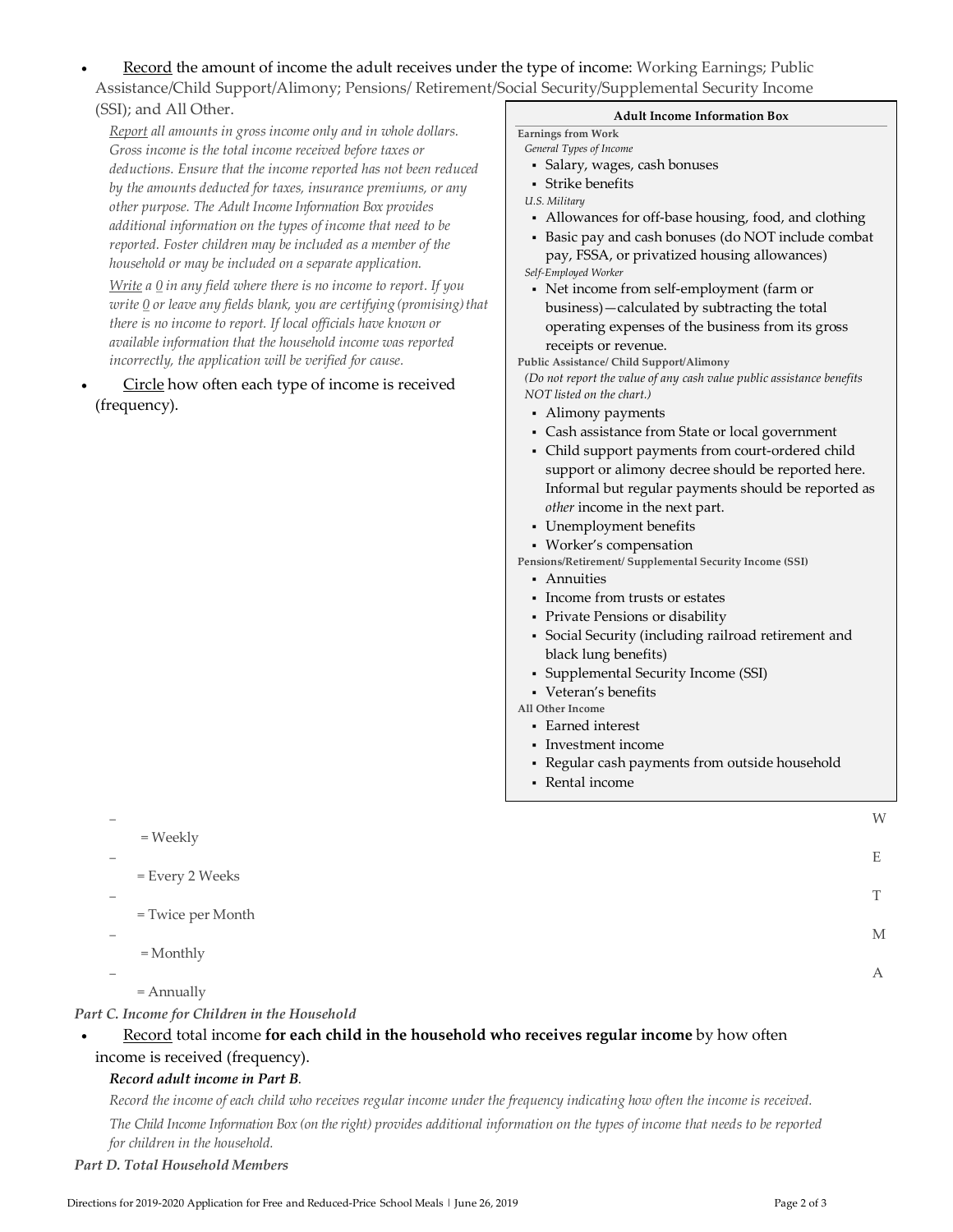- Record the amount of income the adult receives under the type of income: Working Earnings; Public Assistance/Child Support/Alimony; Pensions/ Retirement/Social Security/Supplemental Security Income (SSI); and All Other.

  *Report all amounts in gross income only and in whole dollars. Gross income is the total income received before taxes or deductions. Ensure that the income reported has not been reduced by the amounts deducted for taxes, insurance premiums, or any other purpose. The Adult Income Information Box provides additional information on the types of income that need to be reported. Foster children may be included as a member of the household or may be included on a separate application.*

  *Write a 0 in any field where there is no income to report. If you write 0 or leave any fields blank, you are certifying (promising) that there is no income to report. If local officials have known or available information that the household income was reported incorrectly, the application will be verified for cause.*

- Circle how often each type of income is received (frequency).

**Adult Income Information Box**

**Earnings from Work**

*General Types of Income*
- Salary, wages, cash bonuses
- Strike benefits

*U.S. Military*
- Allowances for off-base housing, food, and clothing
- Basic pay and cash bonuses (do NOT include combat pay, FSSA, or privatized housing allowances)

*Self-Employed Worker*
- Net income from self-employment (farm or business)—calculated by subtracting the total operating expenses of the business from its gross receipts or revenue.

**Public Assistance/ Child Support/Alimony**

*(Do not report the value of any cash value public assistance benefits NOT listed on the chart.)*
- Alimony payments
- Cash assistance from State or local government
- Child support payments from court-ordered child support or alimony decree should be reported here. Informal but regular payments should be reported as *other* income in the next part.
- Unemployment benefits
- Worker's compensation

**Pensions/Retirement/ Supplemental Security Income (SSI)**
- Annuities
- Income from trusts or estates
- Private Pensions or disability
- Social Security (including railroad retirement and black lung benefits)
- Supplemental Security Income (SSI)
- Veteran's benefits

**All Other Income**
- Earned interest
- Investment income
- Regular cash payments from outside household
- Rental income

  - W = Weekly
  - E = Every 2 Weeks
  - T = Twice per Month
  - M = Monthly
  - A = Annually

*Part C. Income for Children in the Household*

- Record total income **for each child in the household who receives regular income** by how often income is received (frequency).

  ***Record adult income in Part B.***

  *Record the income of each child who receives regular income under the frequency indicating how often the income is received.*

  *The Child Income Information Box (on the right) provides additional information on the types of income that needs to be reported for children in the household.*

*Part D. Total Household Members*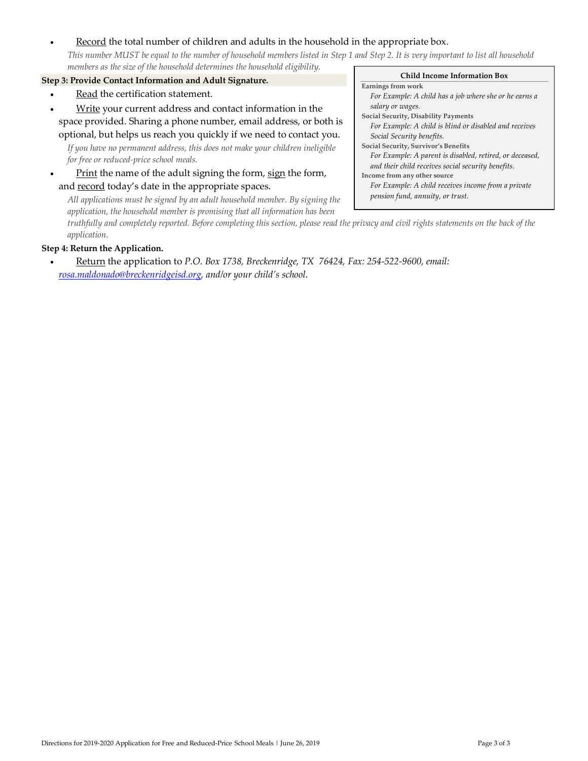- Record the total number of children and adults in the household in the appropriate box.

  *This number MUST be equal to the number of household members listed in Step 1 and Step 2. It is very important to list all household members as the size of the household determines the household eligibility.*

**Step 3: Provide Contact Information and Adult Signature.**

- Read the certification statement.
- Write your current address and contact information in the space provided. Sharing a phone number, email address, or both is optional, but helps us reach you quickly if we need to contact you.

  *If you have no permanent address, this does not make your children ineligible for free or reduced-price school meals.*

- Print the name of the adult signing the form, sign the form, and record today's date in the appropriate spaces.

  *All applications must be signed by an adult household member. By signing the application, the household member is promising that all information has been truthfully and completely reported. Before completing this section, please read the privacy and civil rights statements on the back of the application.*

**Child Income Information Box**

**Earnings from work**
*For Example: A child has a job where she or he earns a salary or wages.*

**Social Security, Disability Payments**
*For Example: A child is blind or disabled and receives Social Security benefits.*

**Social Security, Survivor's Benefits**
*For Example: A parent is disabled, retired, or deceased, and their child receives social security benefits.*

**Income from any other source**
*For Example: A child receives income from a private pension fund, annuity, or trust.*

**Step 4: Return the Application.**

- Return the application to *P.O. Box 1738, Breckenridge, TX 76424, Fax: 254-522-9600, email: rosa.maldonado@breckenridgeisd.org, and/or your child's school.*

Directions for 2019-2020 Application for Free and Reduced-Price School Meals | June 26, 2019